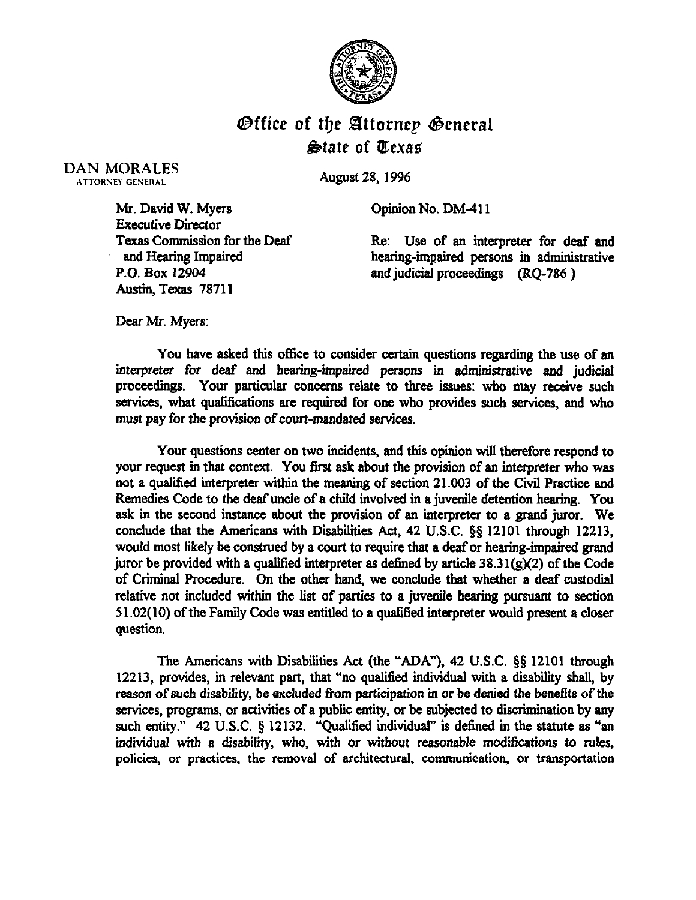# Office of the Attorney General
## State of Texas

DAN MORALES
ATTORNEY GENERAL

August 28, 1996

Mr. David W. Myers
Executive Director
Texas Commission for the Deaf
and Hearing Impaired
P.O. Box 12904
Austin, Texas 78711

Opinion No. DM-411

Re: Use of an interpreter for deaf and hearing-impaired persons in administrative and judicial proceedings (RQ-786)

Dear Mr. Myers:

You have asked this office to consider certain questions regarding the use of an interpreter for deaf and hearing-impaired persons in administrative and judicial proceedings. Your particular concerns relate to three issues: who may receive such services, what qualifications are required for one who provides such services, and who must pay for the provision of court-mandated services.

Your questions center on two incidents, and this opinion will therefore respond to your request in that context. You first ask about the provision of an interpreter who was not a qualified interpreter within the meaning of section 21.003 of the Civil Practice and Remedies Code to the deaf uncle of a child involved in a juvenile detention hearing. You ask in the second instance about the provision of an interpreter to a grand juror. We conclude that the Americans with Disabilities Act, 42 U.S.C. §§ 12101 through 12213, would most likely be construed by a court to require that a deaf or hearing-impaired grand juror be provided with a qualified interpreter as defined by article 38.31(g)(2) of the Code of Criminal Procedure. On the other hand, we conclude that whether a deaf custodial relative not included within the list of parties to a juvenile hearing pursuant to section 51.02(10) of the Family Code was entitled to a qualified interpreter would present a closer question.

The Americans with Disabilities Act (the "ADA"), 42 U.S.C. §§ 12101 through 12213, provides, in relevant part, that "no qualified individual with a disability shall, by reason of such disability, be excluded from participation in or be denied the benefits of the services, programs, or activities of a public entity, or be subjected to discrimination by any such entity." 42 U.S.C. § 12132. "Qualified individual" is defined in the statute as "an individual with a disability, who, with or without reasonable modifications to rules, policies, or practices, the removal of architectural, communication, or transportation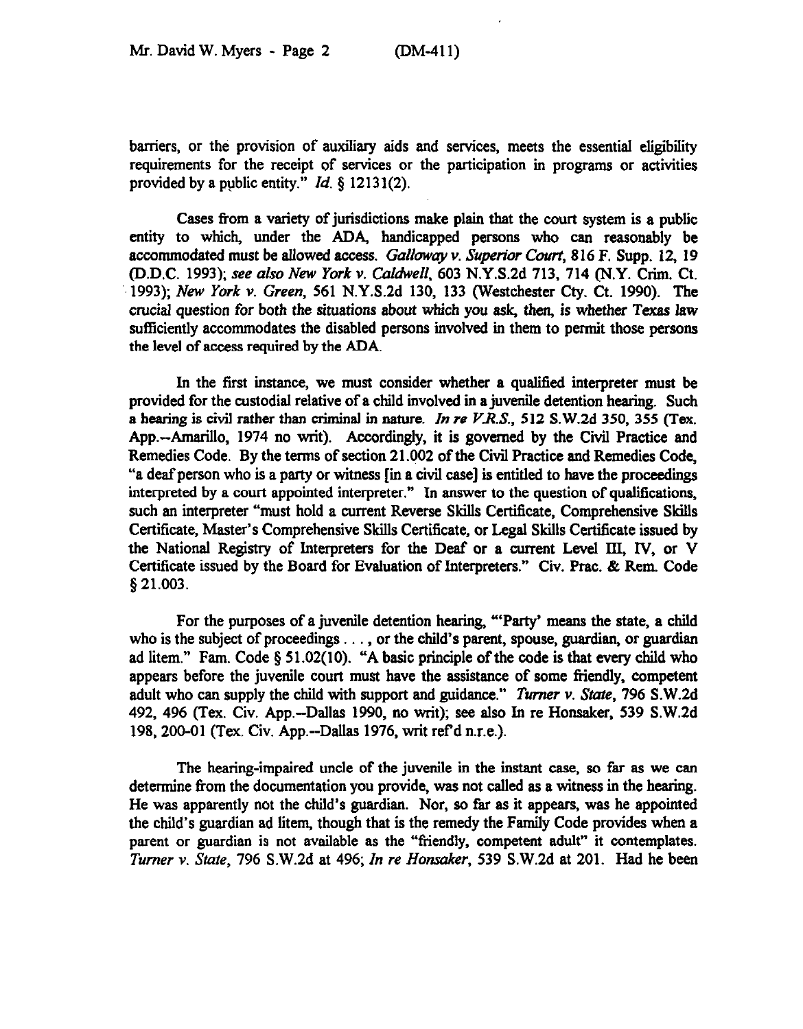barriers, or the provision of auxiliary aids and services, meets the essential eligibility requirements for the receipt of services or the participation in programs or activities provided by a public entity." *Id.* § 12131(2).

Cases from a variety of jurisdictions make plain that the court system is a public entity to which, under the ADA, handicapped persons who can reasonably be accommodated must be allowed access. *Galloway v. Superior Court*, 816 F. Supp. 12, 19 (D.D.C. 1993); *see also New York v. Caldwell*, 603 N.Y.S.2d 713, 714 (N.Y. Crim. Ct. 1993); *New York v. Green*, 561 N.Y.S.2d 130, 133 (Westchester Cty. Ct. 1990). The crucial question for both the situations about which you ask, then, is whether Texas law sufficiently accommodates the disabled persons involved in them to permit those persons the level of access required by the ADA.

In the first instance, we must consider whether a qualified interpreter must be provided for the custodial relative of a child involved in a juvenile detention hearing. Such a hearing is civil rather than criminal in nature. *In re V.R.S.*, 512 S.W.2d 350, 355 (Tex. App.--Amarillo, 1974 no writ). Accordingly, it is governed by the Civil Practice and Remedies Code. By the terms of section 21.002 of the Civil Practice and Remedies Code, "a deaf person who is a party or witness [in a civil case] is entitled to have the proceedings interpreted by a court appointed interpreter." In answer to the question of qualifications, such an interpreter "must hold a current Reverse Skills Certificate, Comprehensive Skills Certificate, Master's Comprehensive Skills Certificate, or Legal Skills Certificate issued by the National Registry of Interpreters for the Deaf or a current Level III, IV, or V Certificate issued by the Board for Evaluation of Interpreters." Civ. Prac. & Rem. Code § 21.003.

For the purposes of a juvenile detention hearing, "'Party' means the state, a child who is the subject of proceedings . . . , or the child's parent, spouse, guardian, or guardian ad litem." Fam. Code § 51.02(10). "A basic principle of the code is that every child who appears before the juvenile court must have the assistance of some friendly, competent adult who can supply the child with support and guidance." *Turner v. State*, 796 S.W.2d 492, 496 (Tex. Civ. App.--Dallas 1990, no writ); see also In re Honsaker, 539 S.W.2d 198, 200-01 (Tex. Civ. App.--Dallas 1976, writ ref'd n.r.e.).

The hearing-impaired uncle of the juvenile in the instant case, so far as we can determine from the documentation you provide, was not called as a witness in the hearing. He was apparently not the child's guardian. Nor, so far as it appears, was he appointed the child's guardian ad litem, though that is the remedy the Family Code provides when a parent or guardian is not available as the "friendly, competent adult" it contemplates. *Turner v. State*, 796 S.W.2d at 496; *In re Honsaker*, 539 S.W.2d at 201. Had he been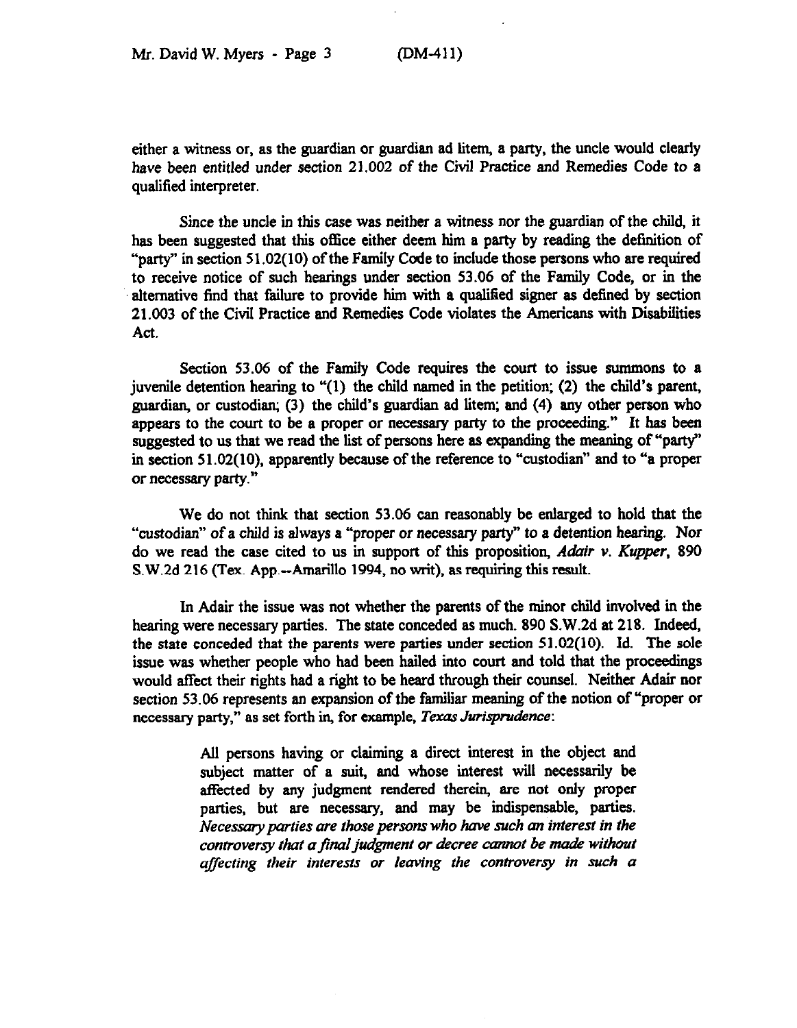either a witness or, as the guardian or guardian ad litem, a party, the uncle would clearly have been entitled under section 21.002 of the Civil Practice and Remedies Code to a qualified interpreter.

Since the uncle in this case was neither a witness nor the guardian of the child, it has been suggested that this office either deem him a party by reading the definition of "party" in section 51.02(10) of the Family Code to include those persons who are required to receive notice of such hearings under section 53.06 of the Family Code, or in the alternative find that failure to provide him with a qualified signer as defined by section 21.003 of the Civil Practice and Remedies Code violates the Americans with Disabilities Act.

Section 53.06 of the Family Code requires the court to issue summons to a juvenile detention hearing to "(1) the child named in the petition; (2) the child's parent, guardian, or custodian; (3) the child's guardian ad litem; and (4) any other person who appears to the court to be a proper or necessary party to the proceeding." It has been suggested to us that we read the list of persons here as expanding the meaning of "party" in section 51.02(10), apparently because of the reference to "custodian" and to "a proper or necessary party."

We do not think that section 53.06 can reasonably be enlarged to hold that the "custodian" of a child is always a "proper or necessary party" to a detention hearing. Nor do we read the case cited to us in support of this proposition, *Adair v. Kupper*, 890 S.W.2d 216 (Tex. App.--Amarillo 1994, no writ), as requiring this result.

In Adair the issue was not whether the parents of the minor child involved in the hearing were necessary parties. The state conceded as much. 890 S.W.2d at 218. Indeed, the state conceded that the parents were parties under section 51.02(10). Id. The sole issue was whether people who had been hailed into court and told that the proceedings would affect their rights had a right to be heard through their counsel. Neither Adair nor section 53.06 represents an expansion of the familiar meaning of the notion of "proper or necessary party," as set forth in, for example, *Texas Jurisprudence*:

> All persons having or claiming a direct interest in the object and subject matter of a suit, and whose interest will necessarily be affected by any judgment rendered therein, are not only proper parties, but are necessary, and may be indispensable, parties. *Necessary parties are those persons who have such an interest in the controversy that a final judgment or decree cannot be made without affecting their interests or leaving the controversy in such a*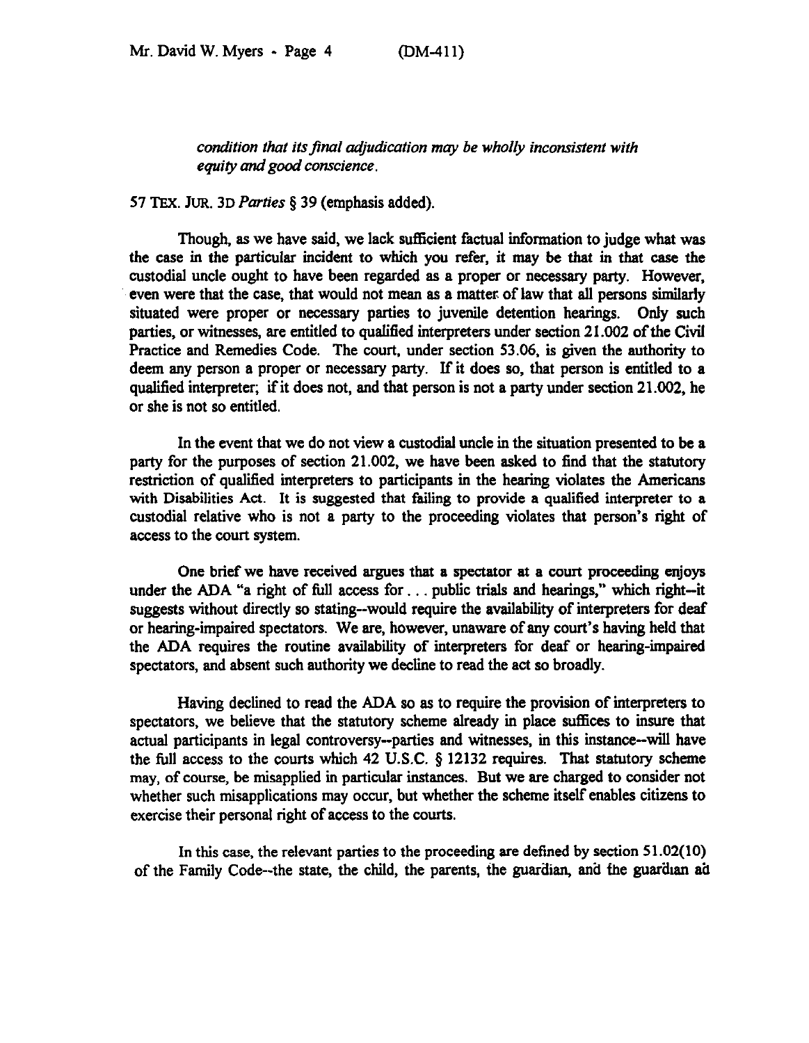*condition that its final adjudication may be wholly inconsistent with equity and good conscience.*

57 TEX. JUR. 3D *Parties* § 39 (emphasis added).

Though, as we have said, we lack sufficient factual information to judge what was the case in the particular incident to which you refer, it may be that in that case the custodial uncle ought to have been regarded as a proper or necessary party. However, even were that the case, that would not mean as a matter of law that all persons similarly situated were proper or necessary parties to juvenile detention hearings. Only such parties, or witnesses, are entitled to qualified interpreters under section 21.002 of the Civil Practice and Remedies Code. The court, under section 53.06, is given the authority to deem any person a proper or necessary party. If it does so, that person is entitled to a qualified interpreter; if it does not, and that person is not a party under section 21.002, he or she is not so entitled.

In the event that we do not view a custodial uncle in the situation presented to be a party for the purposes of section 21.002, we have been asked to find that the statutory restriction of qualified interpreters to participants in the hearing violates the Americans with Disabilities Act. It is suggested that failing to provide a qualified interpreter to a custodial relative who is not a party to the proceeding violates that person's right of access to the court system.

One brief we have received argues that a spectator at a court proceeding enjoys under the ADA "a right of full access for . . . public trials and hearings," which right--it suggests without directly so stating--would require the availability of interpreters for deaf or hearing-impaired spectators. We are, however, unaware of any court's having held that the ADA requires the routine availability of interpreters for deaf or hearing-impaired spectators, and absent such authority we decline to read the act so broadly.

Having declined to read the ADA so as to require the provision of interpreters to spectators, we believe that the statutory scheme already in place suffices to insure that actual participants in legal controversy--parties and witnesses, in this instance--will have the full access to the courts which 42 U.S.C. § 12132 requires. That statutory scheme may, of course, be misapplied in particular instances. But we are charged to consider not whether such misapplications may occur, but whether the scheme itself enables citizens to exercise their personal right of access to the courts.

In this case, the relevant parties to the proceeding are defined by section 51.02(10) of the Family Code--the state, the child, the parents, the guardian, and the guardian ad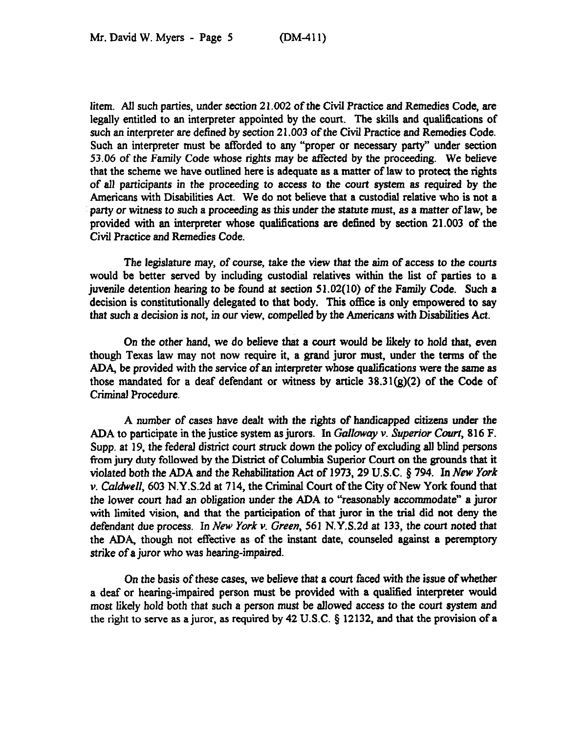litem. All such parties, under section 21.002 of the Civil Practice and Remedies Code, are legally entitled to an interpreter appointed by the court. The skills and qualifications of such an interpreter are defined by section 21.003 of the Civil Practice and Remedies Code. Such an interpreter must be afforded to any "proper or necessary party" under section 53.06 of the Family Code whose rights may be affected by the proceeding. We believe that the scheme we have outlined here is adequate as a matter of law to protect the rights of all participants in the proceeding to access to the court system as required by the Americans with Disabilities Act. We do not believe that a custodial relative who is not a party or witness to such a proceeding as this under the statute must, as a matter of law, be provided with an interpreter whose qualifications are defined by section 21.003 of the Civil Practice and Remedies Code.

The legislature may, of course, take the view that the aim of access to the courts would be better served by including custodial relatives within the list of parties to a juvenile detention hearing to be found at section 51.02(10) of the Family Code. Such a decision is constitutionally delegated to that body. This office is only empowered to say that such a decision is not, in our view, compelled by the Americans with Disabilities Act.

On the other hand, we do believe that a court would be likely to hold that, even though Texas law may not now require it, a grand juror must, under the terms of the ADA, be provided with the service of an interpreter whose qualifications were the same as those mandated for a deaf defendant or witness by article 38.31(g)(2) of the Code of Criminal Procedure.

A number of cases have dealt with the rights of handicapped citizens under the ADA to participate in the justice system as jurors. In *Galloway v. Superior Court*, 816 F. Supp. at 19, the federal district court struck down the policy of excluding all blind persons from jury duty followed by the District of Columbia Superior Court on the grounds that it violated both the ADA and the Rehabilitation Act of 1973, 29 U.S.C. § 794. In *New York v. Caldwell*, 603 N.Y.S.2d at 714, the Criminal Court of the City of New York found that the lower court had an obligation under the ADA to "reasonably accommodate" a juror with limited vision, and that the participation of that juror in the trial did not deny the defendant due process. In *New York v. Green*, 561 N.Y.S.2d at 133, the court noted that the ADA, though not effective as of the instant date, counseled against a peremptory strike of a juror who was hearing-impaired.

On the basis of these cases, we believe that a court faced with the issue of whether a deaf or hearing-impaired person must be provided with a qualified interpreter would most likely hold both that such a person must be allowed access to the court system and the right to serve as a juror, as required by 42 U.S.C. § 12132, and that the provision of a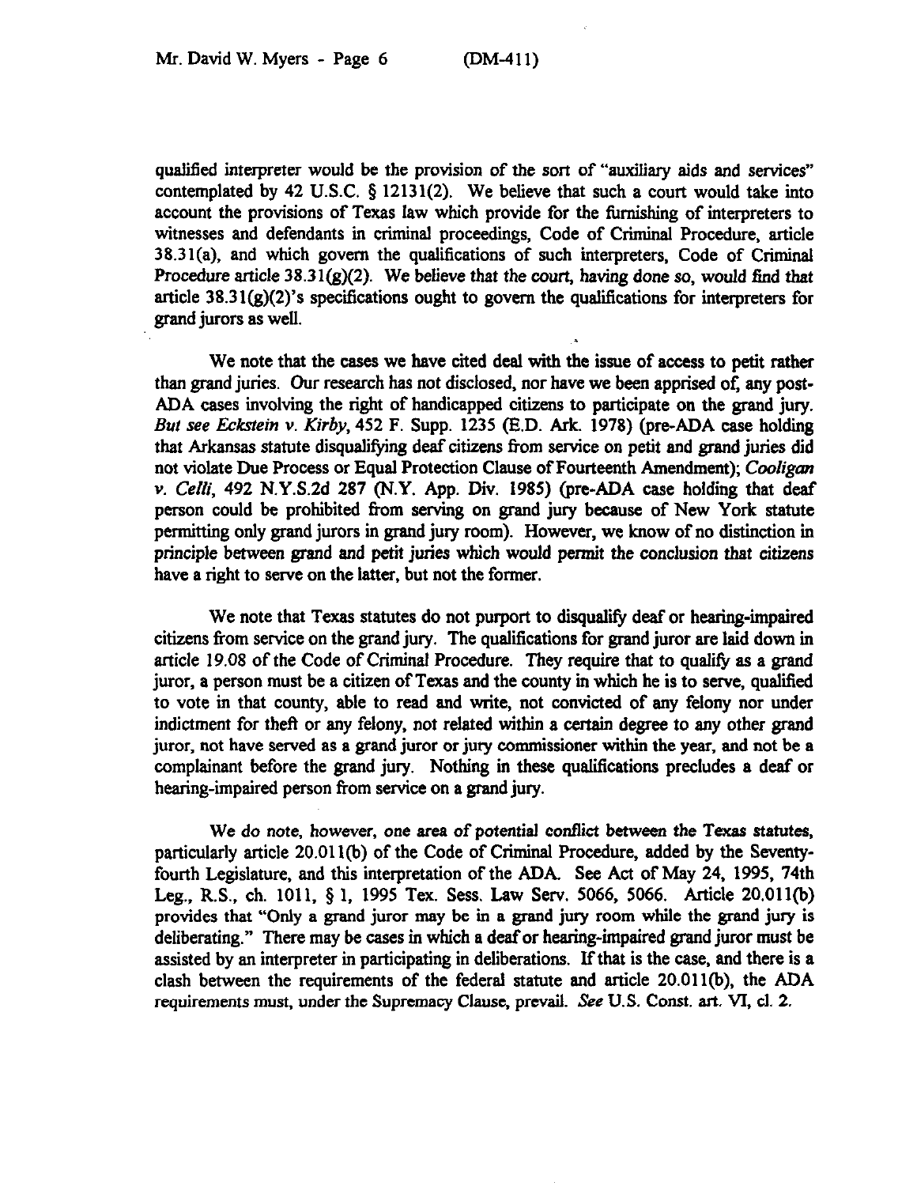qualified interpreter would be the provision of the sort of "auxiliary aids and services" contemplated by 42 U.S.C. § 12131(2). We believe that such a court would take into account the provisions of Texas law which provide for the furnishing of interpreters to witnesses and defendants in criminal proceedings, Code of Criminal Procedure, article 38.31(a), and which govern the qualifications of such interpreters, Code of Criminal Procedure article 38.31(g)(2). We believe that the court, having done so, would find that article 38.31(g)(2)'s specifications ought to govern the qualifications for interpreters for grand jurors as well.

We note that the cases we have cited deal with the issue of access to petit rather than grand juries. Our research has not disclosed, nor have we been apprised of, any post-ADA cases involving the right of handicapped citizens to participate on the grand jury. *But see Eckstein v. Kirby*, 452 F. Supp. 1235 (E.D. Ark. 1978) (pre-ADA case holding that Arkansas statute disqualifying deaf citizens from service on petit and grand juries did not violate Due Process or Equal Protection Clause of Fourteenth Amendment); *Cooligan v. Celli*, 492 N.Y.S.2d 287 (N.Y. App. Div. 1985) (pre-ADA case holding that deaf person could be prohibited from serving on grand jury because of New York statute permitting only grand jurors in grand jury room). However, we know of no distinction in principle between grand and petit juries which would permit the conclusion that citizens have a right to serve on the latter, but not the former.

We note that Texas statutes do not purport to disqualify deaf or hearing-impaired citizens from service on the grand jury. The qualifications for grand juror are laid down in article 19.08 of the Code of Criminal Procedure. They require that to qualify as a grand juror, a person must be a citizen of Texas and the county in which he is to serve, qualified to vote in that county, able to read and write, not convicted of any felony nor under indictment for theft or any felony, not related within a certain degree to any other grand juror, not have served as a grand juror or jury commissioner within the year, and not be a complainant before the grand jury. Nothing in these qualifications precludes a deaf or hearing-impaired person from service on a grand jury.

We do note, however, one area of potential conflict between the Texas statutes, particularly article 20.011(b) of the Code of Criminal Procedure, added by the Seventy-fourth Legislature, and this interpretation of the ADA. See Act of May 24, 1995, 74th Leg., R.S., ch. 1011, § 1, 1995 Tex. Sess. Law Serv. 5066, 5066. Article 20.011(b) provides that "Only a grand juror may be in a grand jury room while the grand jury is deliberating." There may be cases in which a deaf or hearing-impaired grand juror must be assisted by an interpreter in participating in deliberations. If that is the case, and there is a clash between the requirements of the federal statute and article 20.011(b), the ADA requirements must, under the Supremacy Clause, prevail. *See* U.S. Const. art. VI, cl. 2.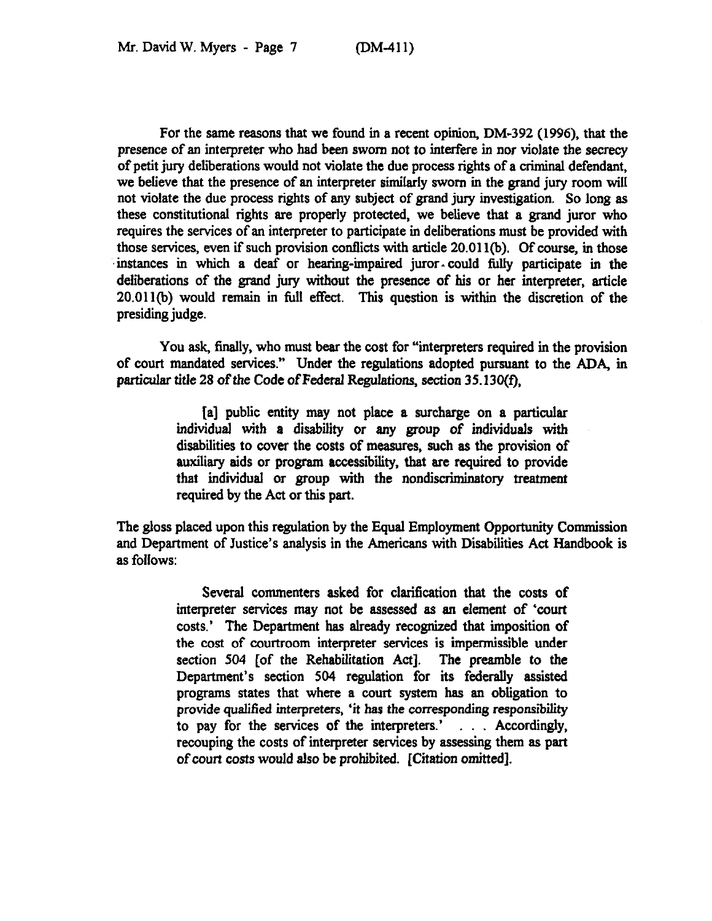For the same reasons that we found in a recent opinion, DM-392 (1996), that the presence of an interpreter who had been sworn not to interfere in nor violate the secrecy of petit jury deliberations would not violate the due process rights of a criminal defendant, we believe that the presence of an interpreter similarly sworn in the grand jury room will not violate the due process rights of any subject of grand jury investigation. So long as these constitutional rights are properly protected, we believe that a grand juror who requires the services of an interpreter to participate in deliberations must be provided with those services, even if such provision conflicts with article 20.011(b). Of course, in those instances in which a deaf or hearing-impaired juror could fully participate in the deliberations of the grand jury without the presence of his or her interpreter, article 20.011(b) would remain in full effect. This question is within the discretion of the presiding judge.

You ask, finally, who must bear the cost for "interpreters required in the provision of court mandated services." Under the regulations adopted pursuant to the ADA, in particular title 28 of the Code of Federal Regulations, section 35.130(f),

> [a] public entity may not place a surcharge on a particular individual with a disability or any group of individuals with disabilities to cover the costs of measures, such as the provision of auxiliary aids or program accessibility, that are required to provide that individual or group with the nondiscriminatory treatment required by the Act or this part.

The gloss placed upon this regulation by the Equal Employment Opportunity Commission and Department of Justice's analysis in the Americans with Disabilities Act Handbook is as follows:

> Several commenters asked for clarification that the costs of interpreter services may not be assessed as an element of 'court costs.' The Department has already recognized that imposition of the cost of courtroom interpreter services is impermissible under section 504 [of the Rehabilitation Act]. The preamble to the Department's section 504 regulation for its federally assisted programs states that where a court system has an obligation to provide qualified interpreters, '*it has the corresponding responsibility* to pay for the services of the interpreters.' . . . Accordingly, recouping the costs of interpreter services by assessing them as part of court costs would also be prohibited. [Citation omitted].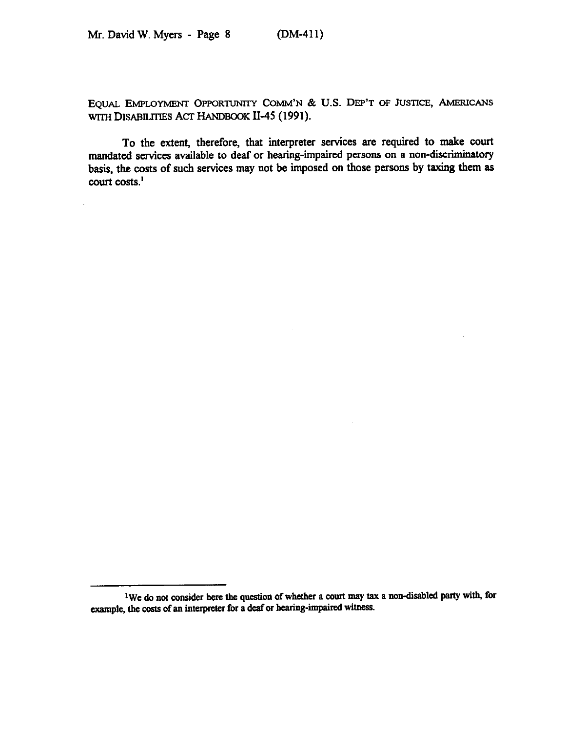EQUAL EMPLOYMENT OPPORTUNITY COMM'N & U.S. DEP'T OF JUSTICE, AMERICANS WITH DISABILITIES ACT HANDBOOK II-45 (1991).

To the extent, therefore, that interpreter services are required to make court mandated services available to deaf or hearing-impaired persons on a non-discriminatory basis, the costs of such services may not be imposed on those persons by taxing them as court costs.[1]

---

[1] We do not consider here the question of whether a court may tax a non-disabled party with, for example, the costs of an interpreter for a deaf or hearing-impaired witness.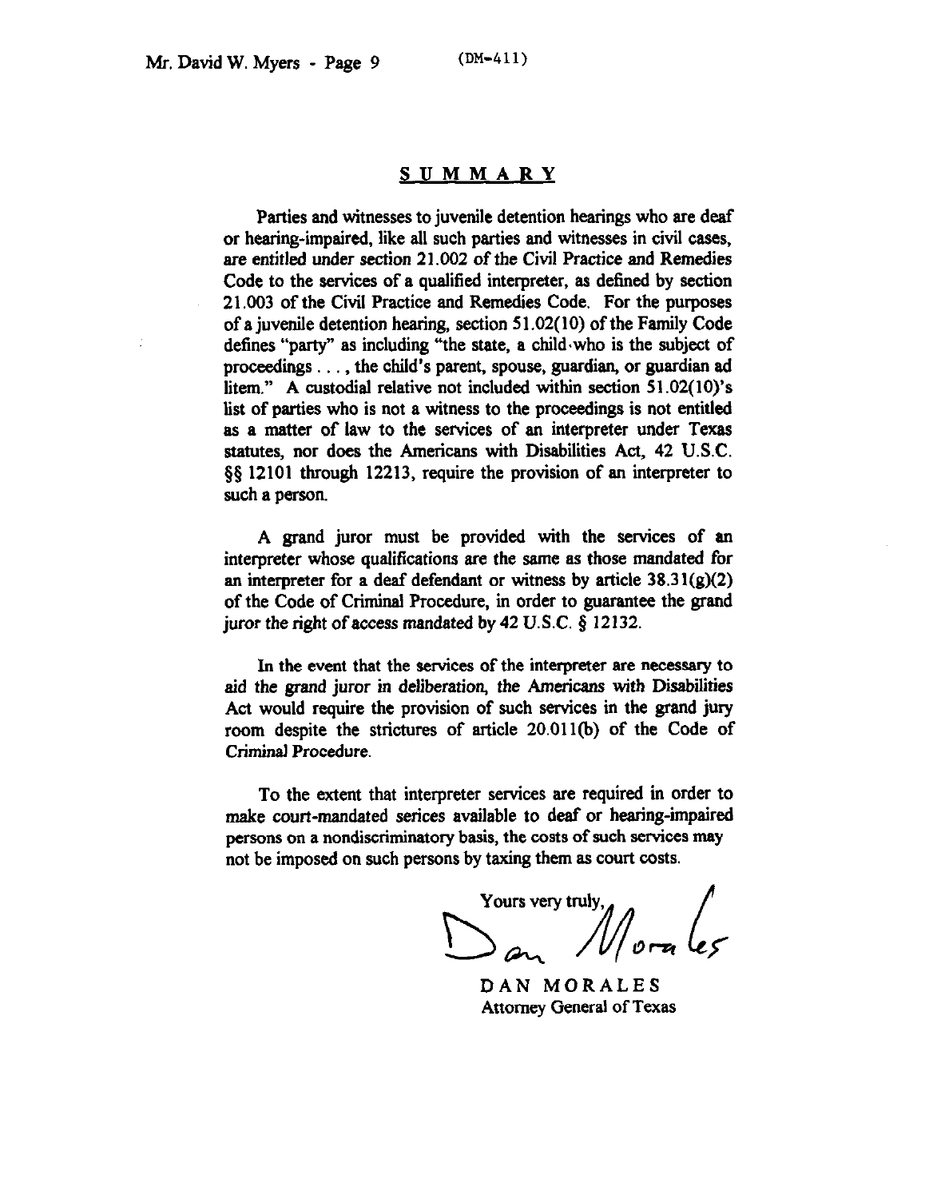## SUMMARY

Parties and witnesses to juvenile detention hearings who are deaf or hearing-impaired, like all such parties and witnesses in civil cases, are entitled under section 21.002 of the Civil Practice and Remedies Code to the services of a qualified interpreter, as defined by section 21.003 of the Civil Practice and Remedies Code. For the purposes of a juvenile detention hearing, section 51.02(10) of the Family Code defines "party" as including "the state, a child who is the subject of proceedings . . . , the child's parent, spouse, guardian, or guardian ad litem." A custodial relative not included within section 51.02(10)'s list of parties who is not a witness to the proceedings is not entitled as a matter of law to the services of an interpreter under Texas statutes, nor does the Americans with Disabilities Act, 42 U.S.C. §§ 12101 through 12213, require the provision of an interpreter to such a person.

A grand juror must be provided with the services of an interpreter whose qualifications are the same as those mandated for an interpreter for a deaf defendant or witness by article 38.31(g)(2) of the Code of Criminal Procedure, in order to guarantee the grand juror the right of access mandated by 42 U.S.C. § 12132.

In the event that the services of the interpreter are necessary to aid the grand juror in deliberation, the Americans with Disabilities Act would require the provision of such services in the grand jury room despite the strictures of article 20.011(b) of the Code of Criminal Procedure.

To the extent that interpreter services are required in order to make court-mandated serices available to deaf or hearing-impaired persons on a nondiscriminatory basis, the costs of such services may not be imposed on such persons by taxing them as court costs.

Yours very truly,

Dan Morales

DAN MORALES
Attorney General of Texas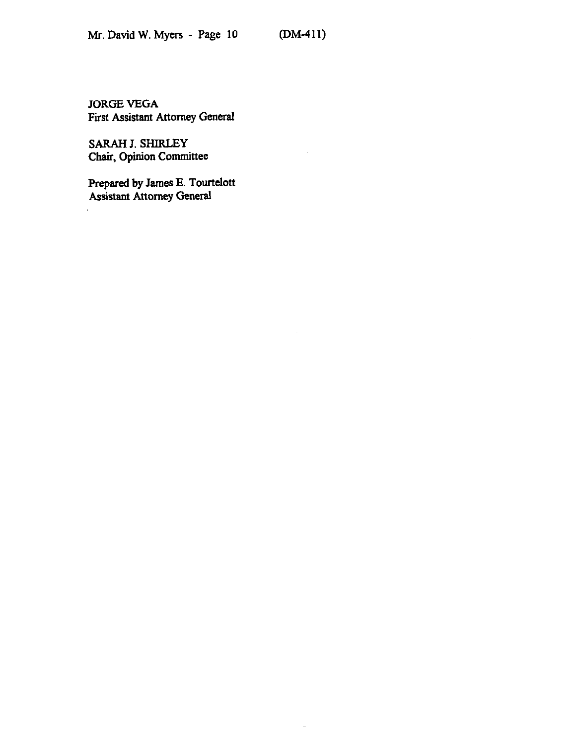JORGE VEGA
First Assistant Attorney General

SARAH J. SHIRLEY
Chair, Opinion Committee

Prepared by James E. Tourtelott
Assistant Attorney General